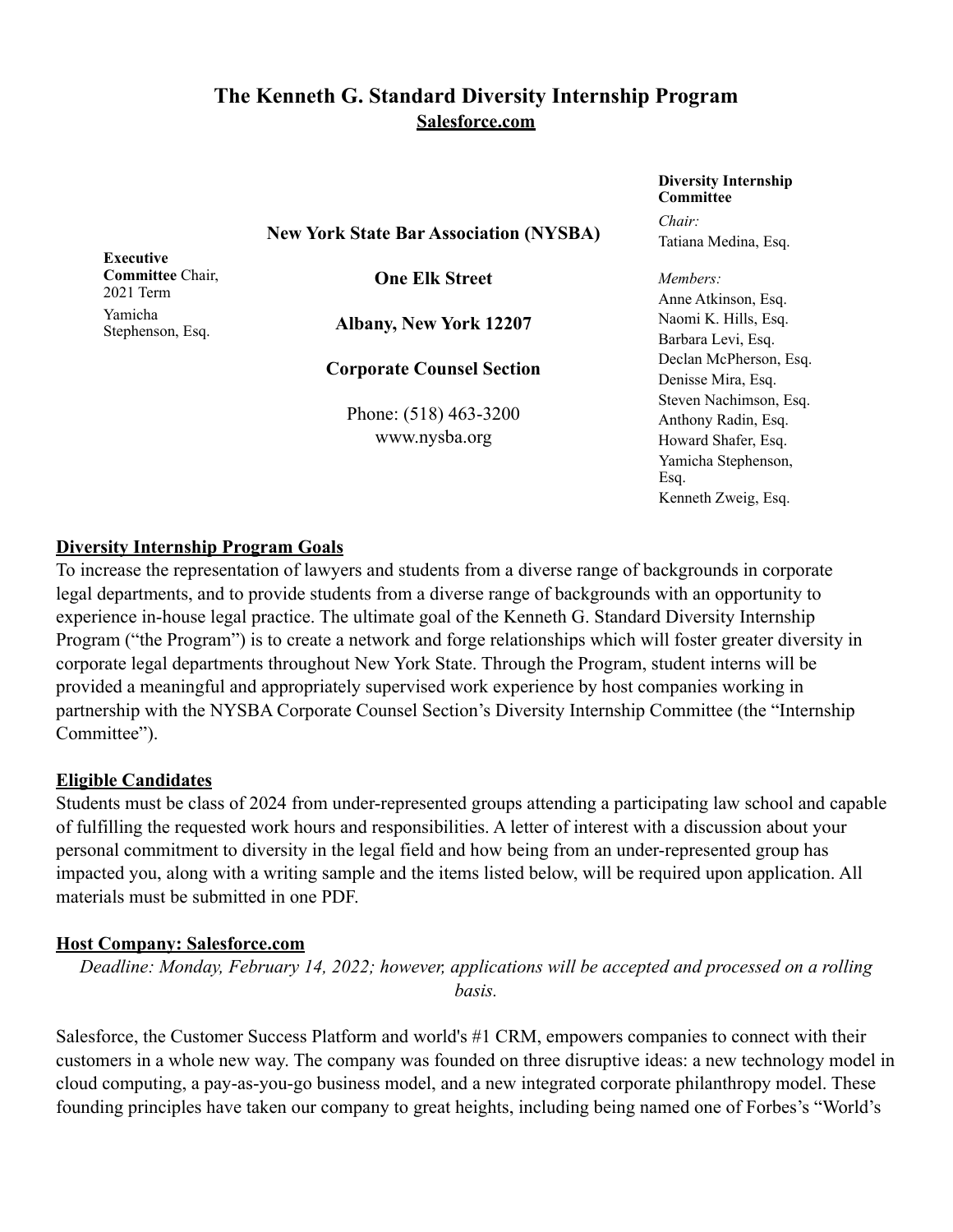# The Kenneth G. Standard Diversity Internship Program

**Salesforce.com**

**Executive Committee** Chair, 2021 Term
Yamicha Stephenson, Esq.

**New York State Bar Association (NYSBA)**

**One Elk Street**

**Albany, New York 12207**

**Corporate Counsel Section**

Phone: (518) 463-3200
www.nysba.org

**Diversity Internship Committee**

*Chair:*
Tatiana Medina, Esq.

*Members:*
Anne Atkinson, Esq.
Naomi K. Hills, Esq.
Barbara Levi, Esq.
Declan McPherson, Esq.
Denisse Mira, Esq.
Steven Nachimson, Esq.
Anthony Radin, Esq.
Howard Shafer, Esq.
Yamicha Stephenson, Esq.
Kenneth Zweig, Esq.

## Diversity Internship Program Goals

To increase the representation of lawyers and students from a diverse range of backgrounds in corporate legal departments, and to provide students from a diverse range of backgrounds with an opportunity to experience in-house legal practice. The ultimate goal of the Kenneth G. Standard Diversity Internship Program ("the Program") is to create a network and forge relationships which will foster greater diversity in corporate legal departments throughout New York State. Through the Program, student interns will be provided a meaningful and appropriately supervised work experience by host companies working in partnership with the NYSBA Corporate Counsel Section's Diversity Internship Committee (the "Internship Committee").

## Eligible Candidates

Students must be class of 2024 from under-represented groups attending a participating law school and capable of fulfilling the requested work hours and responsibilities. A letter of interest with a discussion about your personal commitment to diversity in the legal field and how being from an under-represented group has impacted you, along with a writing sample and the items listed below, will be required upon application. All materials must be submitted in one PDF.

## Host Company: Salesforce.com

*Deadline: Monday, February 14, 2022; however, applications will be accepted and processed on a rolling basis.*

Salesforce, the Customer Success Platform and world's #1 CRM, empowers companies to connect with their customers in a whole new way. The company was founded on three disruptive ideas: a new technology model in cloud computing, a pay-as-you-go business model, and a new integrated corporate philanthropy model. These founding principles have taken our company to great heights, including being named one of Forbes's "World's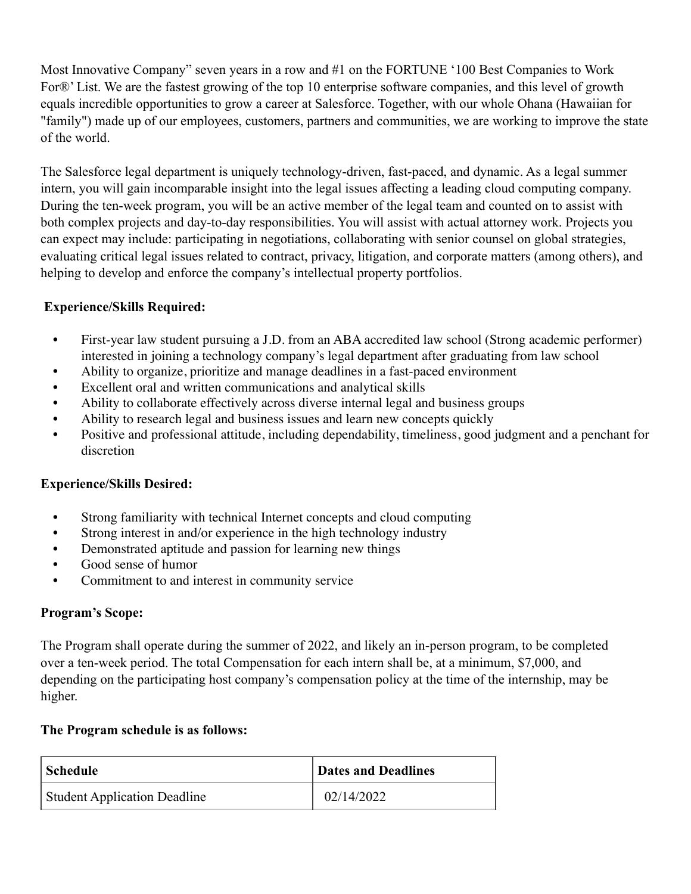Most Innovative Company" seven years in a row and #1 on the FORTUNE '100 Best Companies to Work For®' List. We are the fastest growing of the top 10 enterprise software companies, and this level of growth equals incredible opportunities to grow a career at Salesforce. Together, with our whole Ohana (Hawaiian for "family") made up of our employees, customers, partners and communities, we are working to improve the state of the world.

The Salesforce legal department is uniquely technology-driven, fast-paced, and dynamic. As a legal summer intern, you will gain incomparable insight into the legal issues affecting a leading cloud computing company. During the ten-week program, you will be an active member of the legal team and counted on to assist with both complex projects and day-to-day responsibilities. You will assist with actual attorney work. Projects you can expect may include: participating in negotiations, collaborating with senior counsel on global strategies, evaluating critical legal issues related to contract, privacy, litigation, and corporate matters (among others), and helping to develop and enforce the company's intellectual property portfolios.

**Experience/Skills Required:**

- First-year law student pursuing a J.D. from an ABA accredited law school (Strong academic performer) interested in joining a technology company's legal department after graduating from law school
- Ability to organize, prioritize and manage deadlines in a fast-paced environment
- Excellent oral and written communications and analytical skills
- Ability to collaborate effectively across diverse internal legal and business groups
- Ability to research legal and business issues and learn new concepts quickly
- Positive and professional attitude, including dependability, timeliness, good judgment and a penchant for discretion

**Experience/Skills Desired:**

- Strong familiarity with technical Internet concepts and cloud computing
- Strong interest in and/or experience in the high technology industry
- Demonstrated aptitude and passion for learning new things
- Good sense of humor
- Commitment to and interest in community service

**Program's Scope:**

The Program shall operate during the summer of 2022, and likely an in-person program, to be completed over a ten-week period. The total Compensation for each intern shall be, at a minimum, $7,000, and depending on the participating host company's compensation policy at the time of the internship, may be higher.

**The Program schedule is as follows:**

| **Schedule** | **Dates and Deadlines** |
|---|---|
| Student Application Deadline | 02/14/2022 |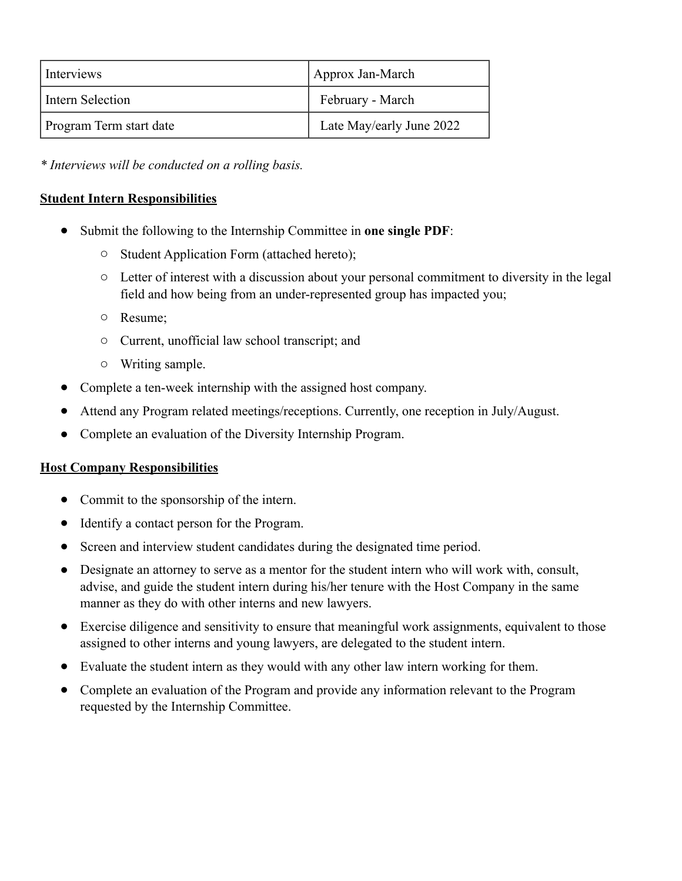| Interviews | Approx Jan-March |
|---|---|
| Intern Selection | February - March |
| Program Term start date | Late May/early June 2022 |

*\* Interviews will be conducted on a rolling basis.*

**Student Intern Responsibilities**

- Submit the following to the Internship Committee in **one single PDF**:
  - Student Application Form (attached hereto);
  - Letter of interest with a discussion about your personal commitment to diversity in the legal field and how being from an under-represented group has impacted you;
  - Resume;
  - Current, unofficial law school transcript; and
  - Writing sample.
- Complete a ten-week internship with the assigned host company.
- Attend any Program related meetings/receptions. Currently, one reception in July/August.
- Complete an evaluation of the Diversity Internship Program.

**Host Company Responsibilities**

- Commit to the sponsorship of the intern.
- Identify a contact person for the Program.
- Screen and interview student candidates during the designated time period.
- Designate an attorney to serve as a mentor for the student intern who will work with, consult, advise, and guide the student intern during his/her tenure with the Host Company in the same manner as they do with other interns and new lawyers.
- Exercise diligence and sensitivity to ensure that meaningful work assignments, equivalent to those assigned to other interns and young lawyers, are delegated to the student intern.
- Evaluate the student intern as they would with any other law intern working for them.
- Complete an evaluation of the Program and provide any information relevant to the Program requested by the Internship Committee.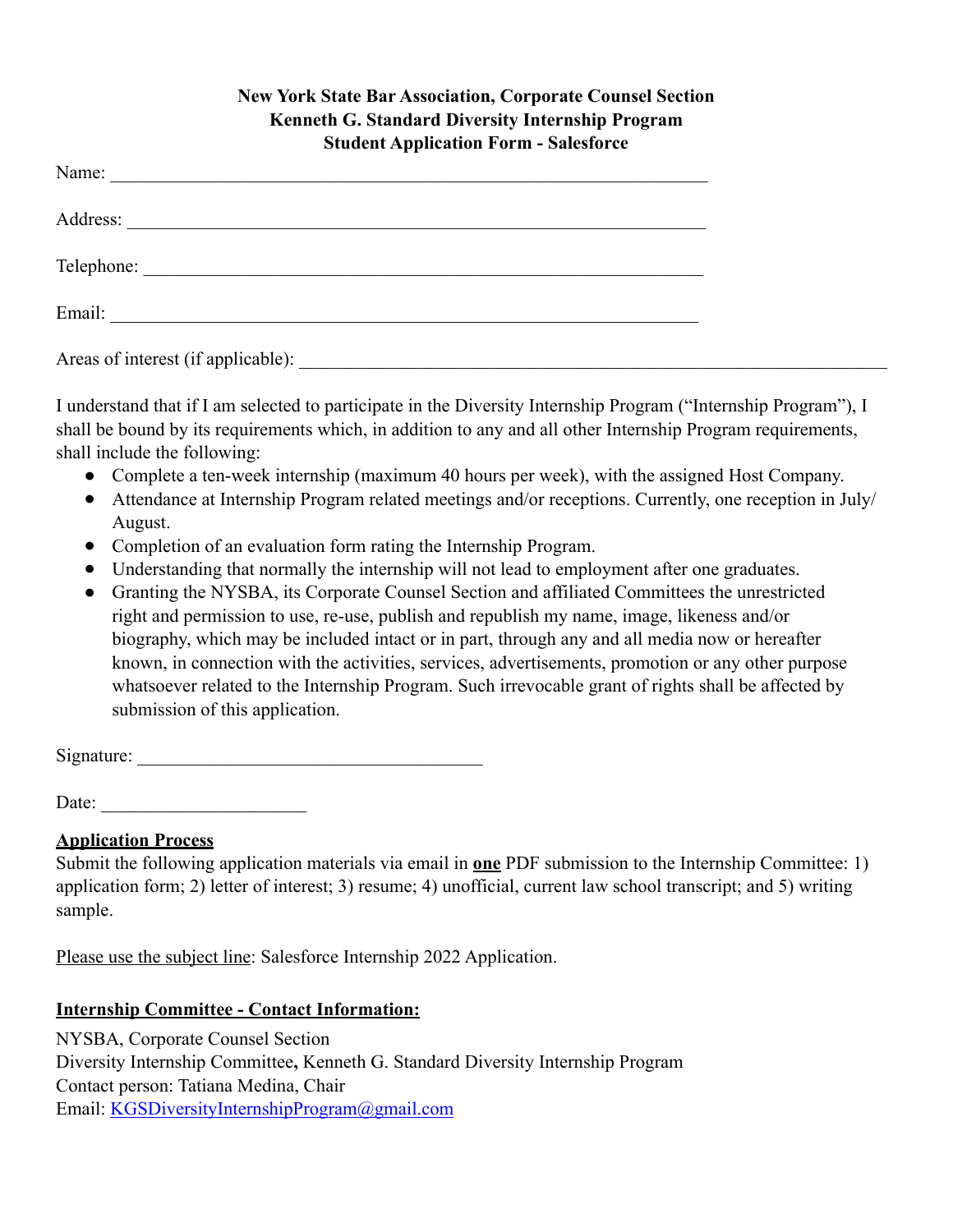**New York State Bar Association, Corporate Counsel Section**
**Kenneth G. Standard Diversity Internship Program**
**Student Application Form - Salesforce**

Name: ___________________________________________________________________

Address: _________________________________________________________________

Telephone: _______________________________________________________________

Email: ___________________________________________________________________

Areas of interest (if applicable): _______________________________________________________________

I understand that if I am selected to participate in the Diversity Internship Program ("Internship Program"), I shall be bound by its requirements which, in addition to any and all other Internship Program requirements, shall include the following:

- Complete a ten-week internship (maximum 40 hours per week), with the assigned Host Company.
- Attendance at Internship Program related meetings and/or receptions. Currently, one reception in July/ August.
- Completion of an evaluation form rating the Internship Program.
- Understanding that normally the internship will not lead to employment after one graduates.
- Granting the NYSBA, its Corporate Counsel Section and affiliated Committees the unrestricted right and permission to use, re-use, publish and republish my name, image, likeness and/or biography, which may be included intact or in part, through any and all media now or hereafter known, in connection with the activities, services, advertisements, promotion or any other purpose whatsoever related to the Internship Program. Such irrevocable grant of rights shall be affected by submission of this application.

Signature: ____________________________________

Date: ______________________

**Application Process**

Submit the following application materials via email in **one** PDF submission to the Internship Committee: 1) application form; 2) letter of interest; 3) resume; 4) unofficial, current law school transcript; and 5) writing sample.

Please use the subject line: Salesforce Internship 2022 Application.

**Internship Committee - Contact Information:**

NYSBA, Corporate Counsel Section
Diversity Internship Committee**,** Kenneth G. Standard Diversity Internship Program
Contact person: Tatiana Medina, Chair
Email: KGSDiversityInternshipProgram@gmail.com